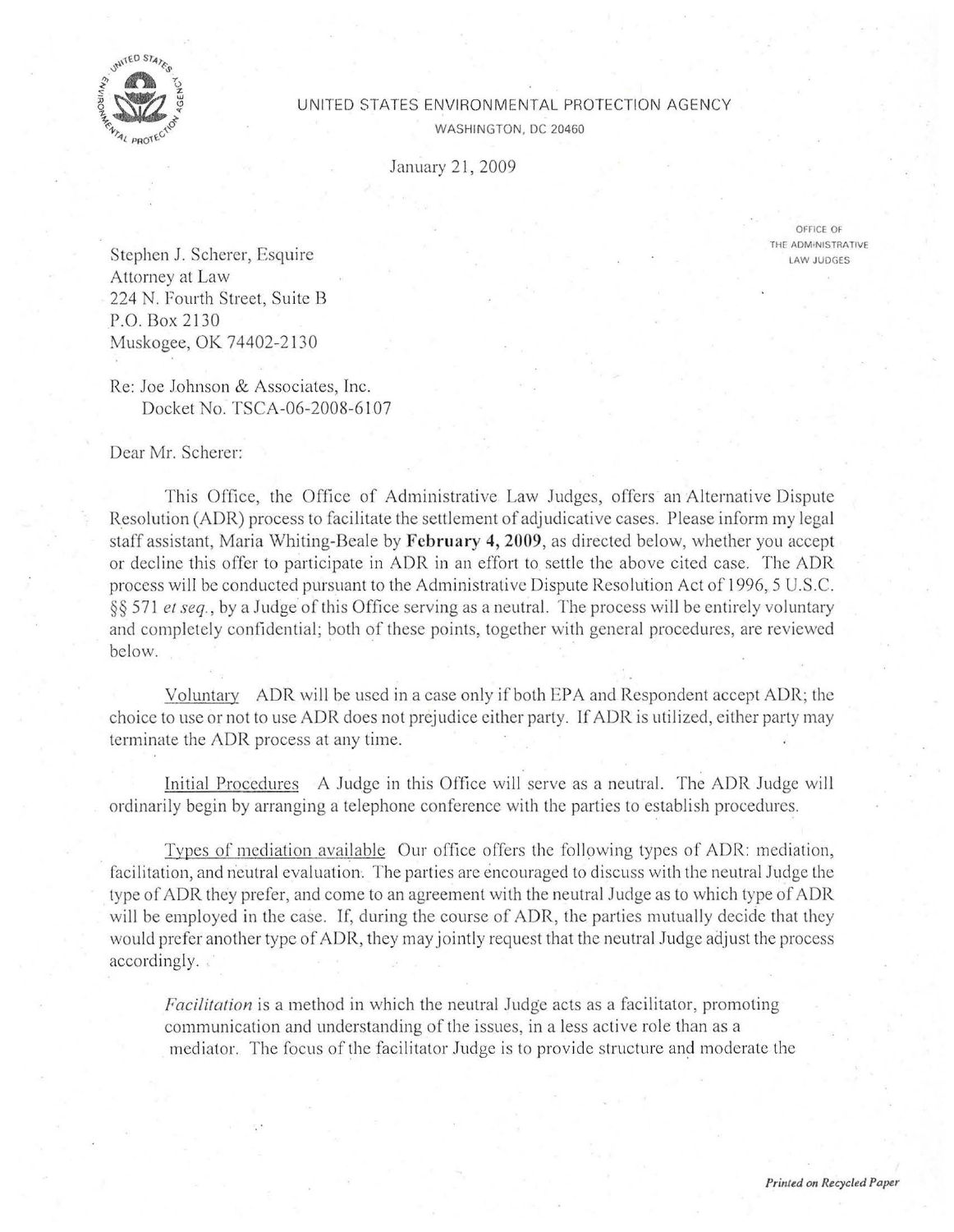UNITED STATES ENVIRONMENTAL PROTECTION AGENCY

WASHINGTON, DC 20460

January 21, 2009

OFFICE OF THE ADMINISTRATIVE LAW JUDGES

Stephen J. Scherer, Esquire
Attorney at Law
224 N. Fourth Street, Suite B
P.O. Box 2130
Muskogee, OK 74402-2130

Re: Joe Johnson & Associates, Inc.
Docket No. TSCA-06-2008-6107

Dear Mr. Scherer:

This Office, the Office of Administrative Law Judges, offers an Alternative Dispute Resolution (ADR) process to facilitate the settlement of adjudicative cases. Please inform my legal staff assistant, Maria Whiting-Beale by **February 4, 2009**, as directed below, whether you accept or decline this offer to participate in ADR in an effort to settle the above cited case. The ADR process will be conducted pursuant to the Administrative Dispute Resolution Act of 1996, 5 U.S.C. §§ 571 *et seq.*, by a Judge of this Office serving as a neutral. The process will be entirely voluntary and completely confidential; both of these points, together with general procedures, are reviewed below.

<u>Voluntary</u> ADR will be used in a case only if both EPA and Respondent accept ADR; the choice to use or not to use ADR does not prejudice either party. If ADR is utilized, either party may terminate the ADR process at any time.

<u>Initial Procedures</u> A Judge in this Office will serve as a neutral. The ADR Judge will ordinarily begin by arranging a telephone conference with the parties to establish procedures.

<u>Types of mediation available</u> Our office offers the following types of ADR: mediation, facilitation, and neutral evaluation. The parties are encouraged to discuss with the neutral Judge the type of ADR they prefer, and come to an agreement with the neutral Judge as to which type of ADR will be employed in the case. If, during the course of ADR, the parties mutually decide that they would prefer another type of ADR, they may jointly request that the neutral Judge adjust the process accordingly.

> *Facilitation* is a method in which the neutral Judge acts as a facilitator, promoting communication and understanding of the issues, in a less active role than as a mediator. The focus of the facilitator Judge is to provide structure and moderate the

*Printed on Recycled Paper*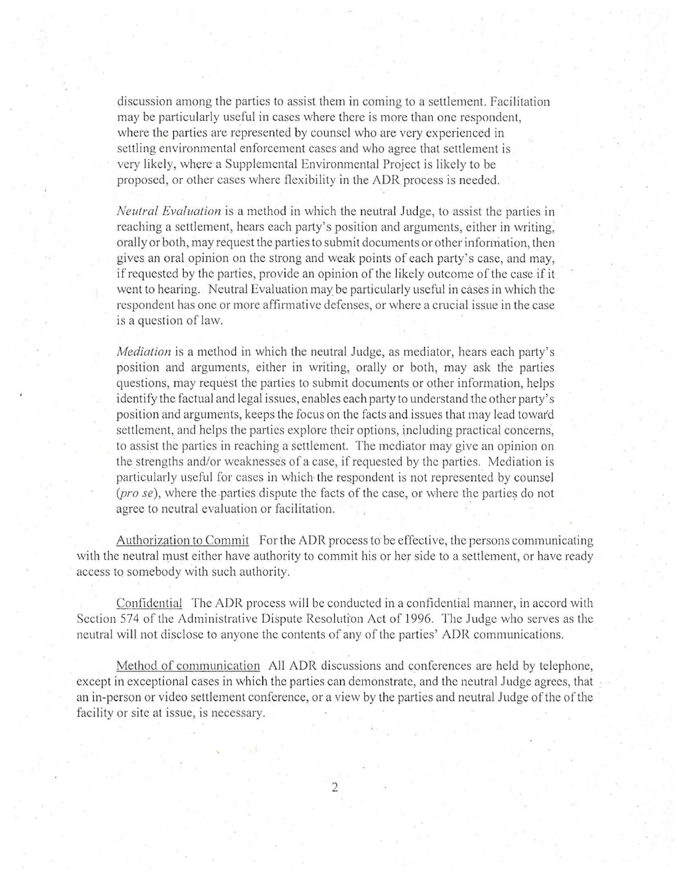discussion among the parties to assist them in coming to a settlement. Facilitation may be particularly useful in cases where there is more than one respondent, where the parties are represented by counsel who are very experienced in settling environmental enforcement cases and who agree that settlement is very likely, where a Supplemental Environmental Project is likely to be proposed, or other cases where flexibility in the ADR process is needed.

*Neutral Evaluation* is a method in which the neutral Judge, to assist the parties in reaching a settlement, hears each party's position and arguments, either in writing, orally or both, may request the parties to submit documents or other information, then gives an oral opinion on the strong and weak points of each party's case, and may, if requested by the parties, provide an opinion of the likely outcome of the case if it went to hearing. Neutral Evaluation may be particularly useful in cases in which the respondent has one or more affirmative defenses, or where a crucial issue in the case is a question of law.

*Mediation* is a method in which the neutral Judge, as mediator, hears each party's position and arguments, either in writing, orally or both, may ask the parties questions, may request the parties to submit documents or other information, helps identify the factual and legal issues, enables each party to understand the other party's position and arguments, keeps the focus on the facts and issues that may lead toward settlement, and helps the parties explore their options, including practical concerns, to assist the parties in reaching a settlement. The mediator may give an opinion on the strengths and/or weaknesses of a case, if requested by the parties. Mediation is particularly useful for cases in which the respondent is not represented by counsel (*pro se*), where the parties dispute the facts of the case, or where the parties do not agree to neutral evaluation or facilitation.

Authorization to Commit For the ADR process to be effective, the persons communicating with the neutral must either have authority to commit his or her side to a settlement, or have ready access to somebody with such authority.

Confidential The ADR process will be conducted in a confidential manner, in accord with Section 574 of the Administrative Dispute Resolution Act of 1996. The Judge who serves as the neutral will not disclose to anyone the contents of any of the parties' ADR communications.

Method of communication All ADR discussions and conferences are held by telephone, except in exceptional cases in which the parties can demonstrate, and the neutral Judge agrees, that an in-person or video settlement conference, or a view by the parties and neutral Judge of the of the facility or site at issue, is necessary.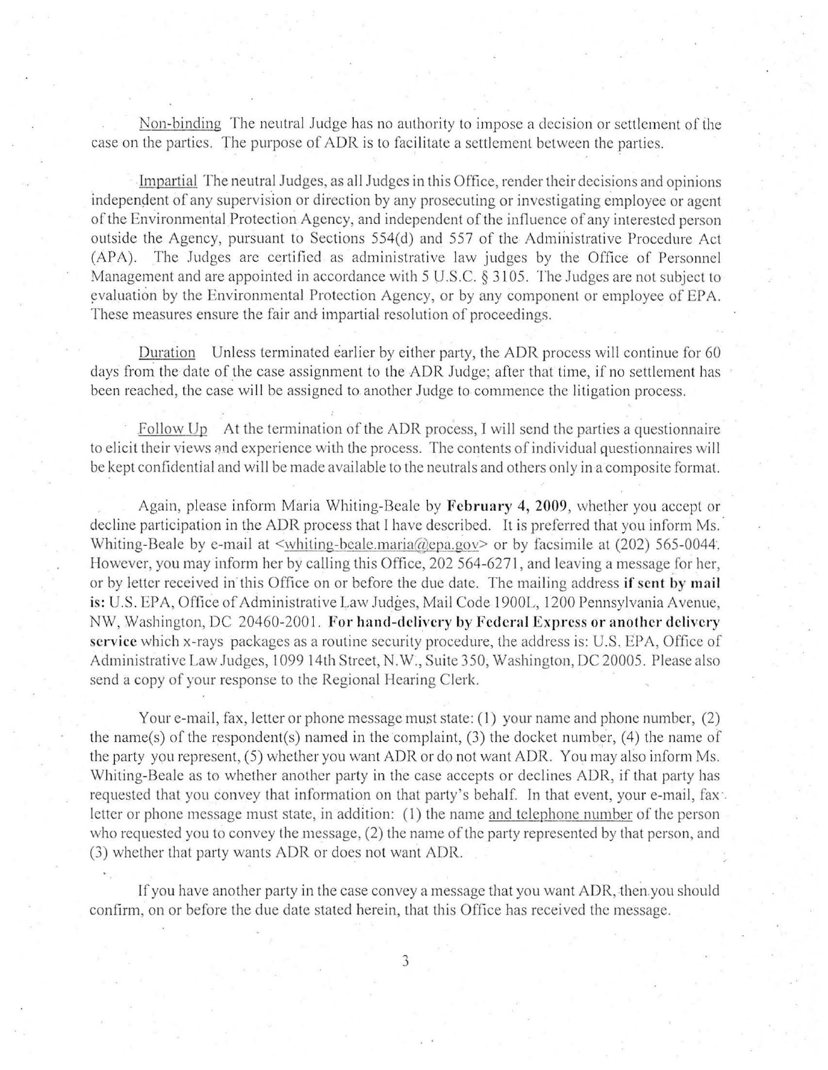Non-binding The neutral Judge has no authority to impose a decision or settlement of the case on the parties. The purpose of ADR is to facilitate a settlement between the parties.

Impartial The neutral Judges, as all Judges in this Office, render their decisions and opinions independent of any supervision or direction by any prosecuting or investigating employee or agent of the Environmental Protection Agency, and independent of the influence of any interested person outside the Agency, pursuant to Sections 554(d) and 557 of the Administrative Procedure Act (APA). The Judges are certified as administrative law judges by the Office of Personnel Management and are appointed in accordance with 5 U.S.C. § 3105. The Judges are not subject to evaluation by the Environmental Protection Agency, or by any component or employee of EPA. These measures ensure the fair and impartial resolution of proceedings.

Duration Unless terminated earlier by either party, the ADR process will continue for 60 days from the date of the case assignment to the ADR Judge; after that time, if no settlement has been reached, the case will be assigned to another Judge to commence the litigation process.

Follow Up At the termination of the ADR process, I will send the parties a questionnaire to elicit their views and experience with the process. The contents of individual questionnaires will be kept confidential and will be made available to the neutrals and others only in a composite format.

Again, please inform Maria Whiting-Beale by **February 4, 2009**, whether you accept or decline participation in the ADR process that I have described. It is preferred that you inform Ms. Whiting-Beale by e-mail at <whiting-beale.maria@epa.gov> or by facsimile at (202) 565-0044. However, you may inform her by calling this Office, 202 564-6271, and leaving a message for her, or by letter received in this Office on or before the due date. The mailing address **if sent by mail is:** U.S. EPA, Office of Administrative Law Judges, Mail Code 1900L, 1200 Pennsylvania Avenue, NW, Washington, DC 20460-2001. **For hand-delivery by Federal Express or another delivery service** which x-rays packages as a routine security procedure, the address is: U.S. EPA, Office of Administrative Law Judges, 1099 14th Street, N.W., Suite 350, Washington, DC 20005. Please also send a copy of your response to the Regional Hearing Clerk.

Your e-mail, fax, letter or phone message must state: (1) your name and phone number, (2) the name(s) of the respondent(s) named in the complaint, (3) the docket number, (4) the name of the party you represent, (5) whether you want ADR or do not want ADR. You may also inform Ms. Whiting-Beale as to whether another party in the case accepts or declines ADR, if that party has requested that you convey that information on that party's behalf. In that event, your e-mail, fax letter or phone message must state, in addition: (1) the name and telephone number of the person who requested you to convey the message, (2) the name of the party represented by that person, and (3) whether that party wants ADR or does not want ADR.

If you have another party in the case convey a message that you want ADR, then you should confirm, on or before the due date stated herein, that this Office has received the message.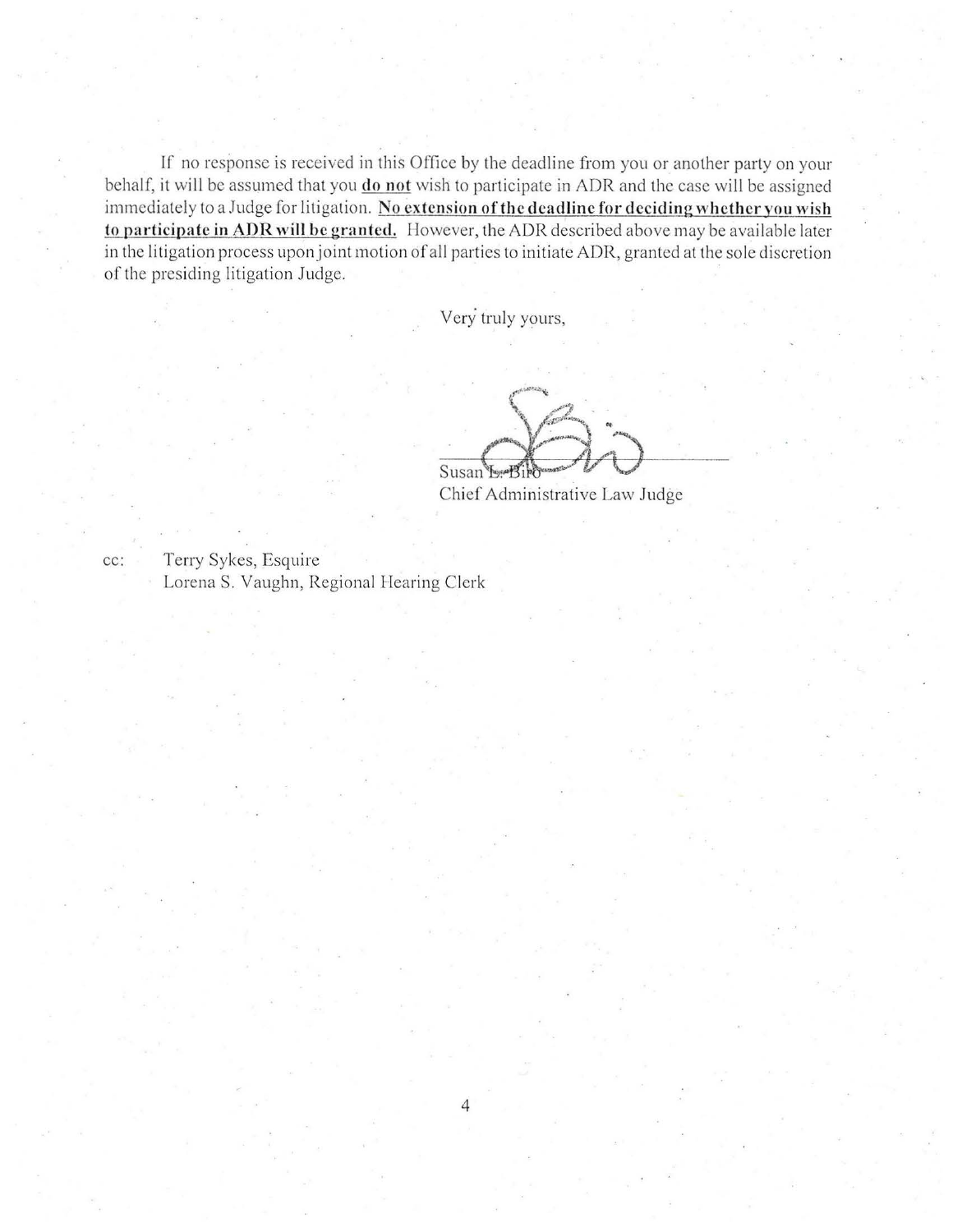If no response is received in this Office by the deadline from you or another party on your behalf, it will be assumed that you **do not** wish to participate in ADR and the case will be assigned immediately to a Judge for litigation. **No extension of the deadline for deciding whether you wish to participate in ADR will be granted.** However, the ADR described above may be available later in the litigation process upon joint motion of all parties to initiate ADR, granted at the sole discretion of the presiding litigation Judge.

Very truly yours,

Susan L. Biro
Chief Administrative Law Judge

cc: Terry Sykes, Esquire
Lorena S. Vaughn, Regional Hearing Clerk